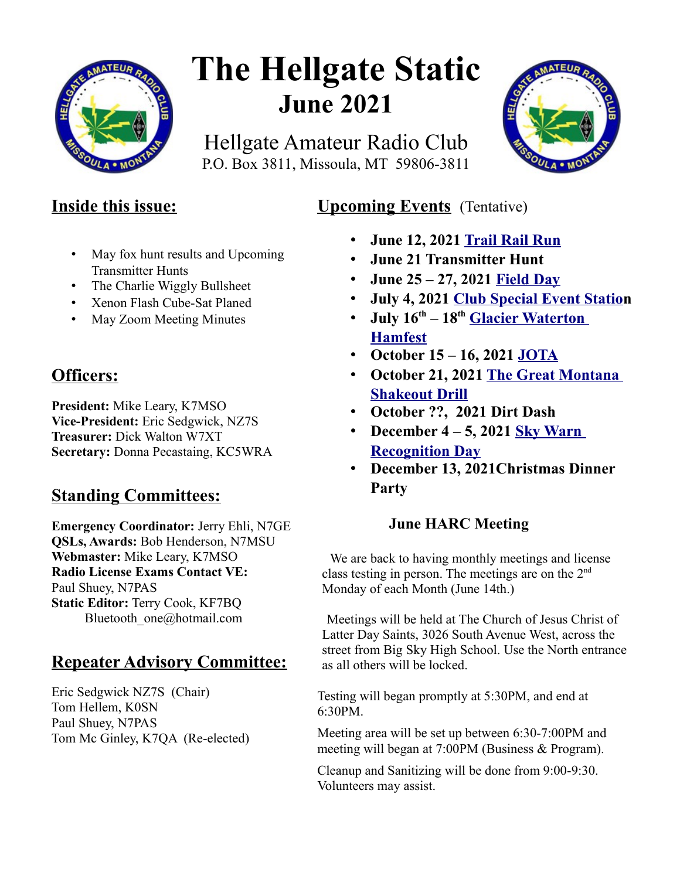# The Hellgate Static

## June 2021

Hellgate Amateur Radio Club
P.O. Box 3811, Missoula, MT 59806-3811

## Inside this issue:

- May fox hunt results and Upcoming Transmitter Hunts
- The Charlie Wiggly Bullsheet
- Xenon Flash Cube-Sat Planed
- May Zoom Meeting Minutes

## Officers:

**President:** Mike Leary, K7MSO
**Vice-President:** Eric Sedgwick, NZ7S
**Treasurer:** Dick Walton W7XT
**Secretary:** Donna Pecastaing, KC5WRA

## Standing Committees:

**Emergency Coordinator:** Jerry Ehli, N7GE
**QSLs, Awards:** Bob Henderson, N7MSU
**Webmaster:** Mike Leary, K7MSO
**Radio License Exams Contact VE:** Paul Shuey, N7PAS
**Static Editor:** Terry Cook, KF7BQ
Bluetooth_one@hotmail.com

## Repeater Advisory Committee:

Eric Sedgwick NZ7S (Chair)
Tom Hellem, K0SN
Paul Shuey, N7PAS
Tom Mc Ginley, K7QA (Re-elected)

## Upcoming Events (Tentative)

- **June 12, 2021 Trail Rail Run**
- **June 21 Transmitter Hunt**
- **June 25 – 27, 2021 Field Day**
- **July 4, 2021 Club Special Event Station**
- **July 16th – 18th Glacier Waterton Hamfest**
- **October 15 – 16, 2021 JOTA**
- **October 21, 2021 The Great Montana Shakeout Drill**
- **October ??, 2021 Dirt Dash**
- **December 4 – 5, 2021 Sky Warn Recognition Day**
- **December 13, 2021Christmas Dinner Party**

### June HARC Meeting

We are back to having monthly meetings and license class testing in person. The meetings are on the 2nd Monday of each Month (June 14th.)

Meetings will be held at The Church of Jesus Christ of Latter Day Saints, 3026 South Avenue West, across the street from Big Sky High School. Use the North entrance as all others will be locked.

Testing will began promptly at 5:30PM, and end at 6:30PM.

Meeting area will be set up between 6:30-7:00PM and meeting will began at 7:00PM (Business & Program).

Cleanup and Sanitizing will be done from 9:00-9:30. Volunteers may assist.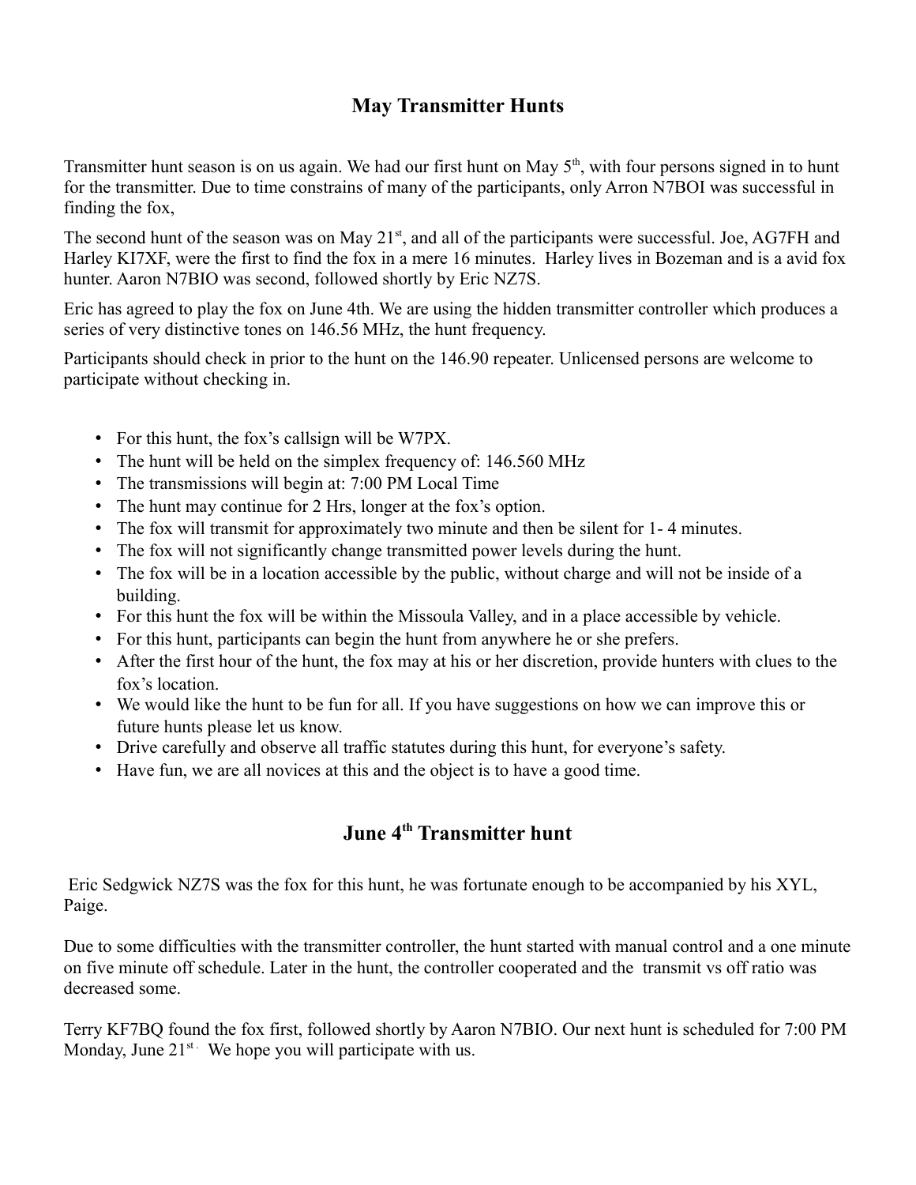## May Transmitter Hunts

Transmitter hunt season is on us again. We had our first hunt on May 5th, with four persons signed in to hunt for the transmitter. Due to time constrains of many of the participants, only Arron N7BOI was successful in finding the fox,

The second hunt of the season was on May 21st, and all of the participants were successful. Joe, AG7FH and Harley KI7XF, were the first to find the fox in a mere 16 minutes. Harley lives in Bozeman and is a avid fox hunter. Aaron N7BIO was second, followed shortly by Eric NZ7S.

Eric has agreed to play the fox on June 4th. We are using the hidden transmitter controller which produces a series of very distinctive tones on 146.56 MHz, the hunt frequency.

Participants should check in prior to the hunt on the 146.90 repeater. Unlicensed persons are welcome to participate without checking in.

- For this hunt, the fox's callsign will be W7PX.
- The hunt will be held on the simplex frequency of: 146.560 MHz
- The transmissions will begin at: 7:00 PM Local Time
- The hunt may continue for 2 Hrs, longer at the fox's option.
- The fox will transmit for approximately two minute and then be silent for 1- 4 minutes.
- The fox will not significantly change transmitted power levels during the hunt.
- The fox will be in a location accessible by the public, without charge and will not be inside of a building.
- For this hunt the fox will be within the Missoula Valley, and in a place accessible by vehicle.
- For this hunt, participants can begin the hunt from anywhere he or she prefers.
- After the first hour of the hunt, the fox may at his or her discretion, provide hunters with clues to the fox's location.
- We would like the hunt to be fun for all. If you have suggestions on how we can improve this or future hunts please let us know.
- Drive carefully and observe all traffic statutes during this hunt, for everyone's safety.
- Have fun, we are all novices at this and the object is to have a good time.

## June 4th Transmitter hunt

Eric Sedgwick NZ7S was the fox for this hunt, he was fortunate enough to be accompanied by his XYL, Paige.

Due to some difficulties with the transmitter controller, the hunt started with manual control and a one minute on five minute off schedule. Later in the hunt, the controller cooperated and the transmit vs off ratio was decreased some.

Terry KF7BQ found the fox first, followed shortly by Aaron N7BIO. Our next hunt is scheduled for 7:00 PM Monday, June 21st. We hope you will participate with us.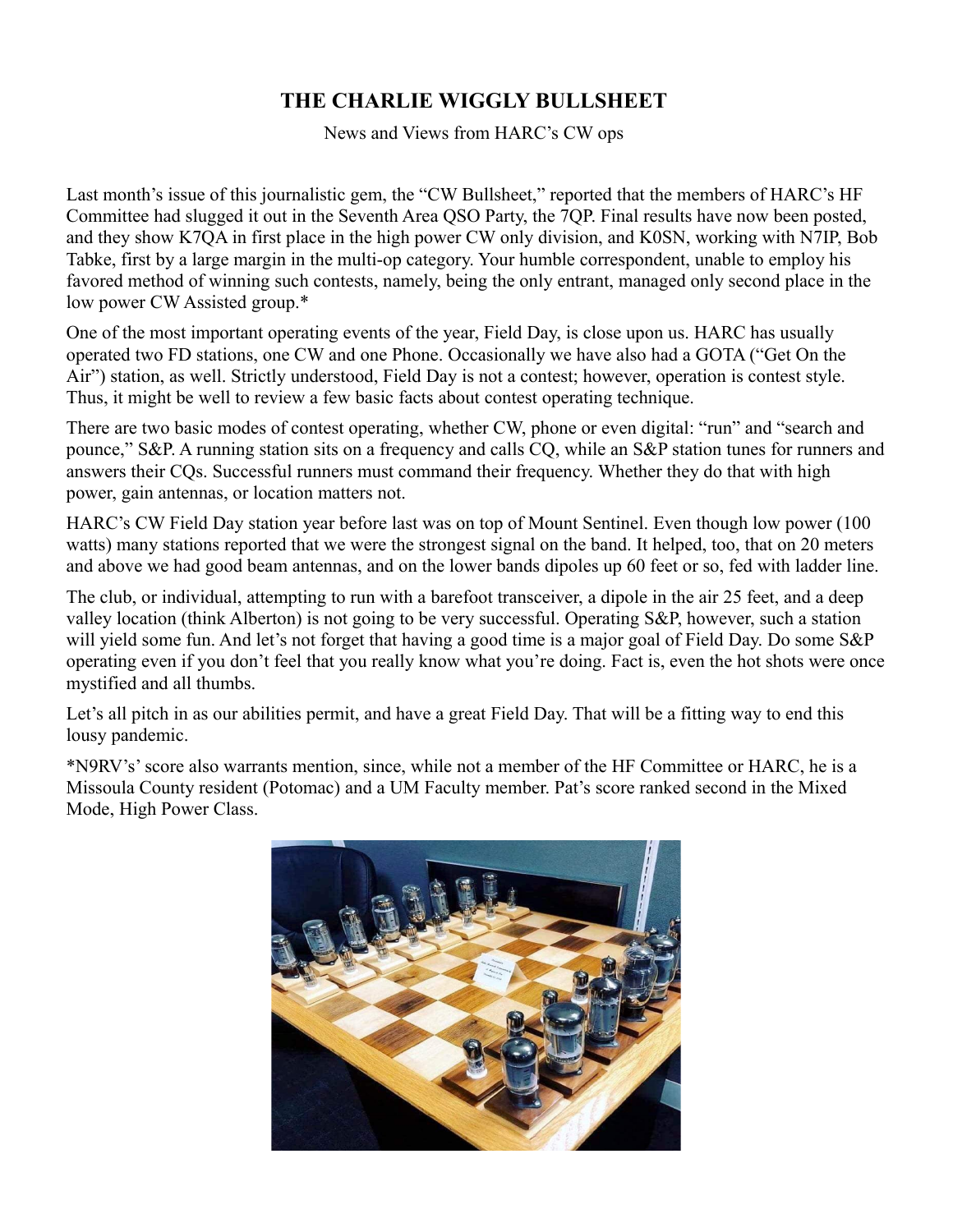## THE CHARLIE WIGGLY BULLSHEET

News and Views from HARC's CW ops

Last month's issue of this journalistic gem, the "CW Bullsheet," reported that the members of HARC's HF Committee had slugged it out in the Seventh Area QSO Party, the 7QP. Final results have now been posted, and they show K7QA in first place in the high power CW only division, and K0SN, working with N7IP, Bob Tabke, first by a large margin in the multi-op category. Your humble correspondent, unable to employ his favored method of winning such contests, namely, being the only entrant, managed only second place in the low power CW Assisted group.*

One of the most important operating events of the year, Field Day, is close upon us. HARC has usually operated two FD stations, one CW and one Phone. Occasionally we have also had a GOTA ("Get On the Air") station, as well. Strictly understood, Field Day is not a contest; however, operation is contest style. Thus, it might be well to review a few basic facts about contest operating technique.

There are two basic modes of contest operating, whether CW, phone or even digital: "run" and "search and pounce," S&P. A running station sits on a frequency and calls CQ, while an S&P station tunes for runners and answers their CQs. Successful runners must command their frequency. Whether they do that with high power, gain antennas, or location matters not.

HARC's CW Field Day station year before last was on top of Mount Sentinel. Even though low power (100 watts) many stations reported that we were the strongest signal on the band. It helped, too, that on 20 meters and above we had good beam antennas, and on the lower bands dipoles up 60 feet or so, fed with ladder line.

The club, or individual, attempting to run with a barefoot transceiver, a dipole in the air 25 feet, and a deep valley location (think Alberton) is not going to be very successful. Operating S&P, however, such a station will yield some fun. And let's not forget that having a good time is a major goal of Field Day. Do some S&P operating even if you don't feel that you really know what you're doing. Fact is, even the hot shots were once mystified and all thumbs.

Let's all pitch in as our abilities permit, and have a great Field Day. That will be a fitting way to end this lousy pandemic.

*N9RV's' score also warrants mention, since, while not a member of the HF Committee or HARC, he is a Missoula County resident (Potomac) and a UM Faculty member. Pat's score ranked second in the Mixed Mode, High Power Class.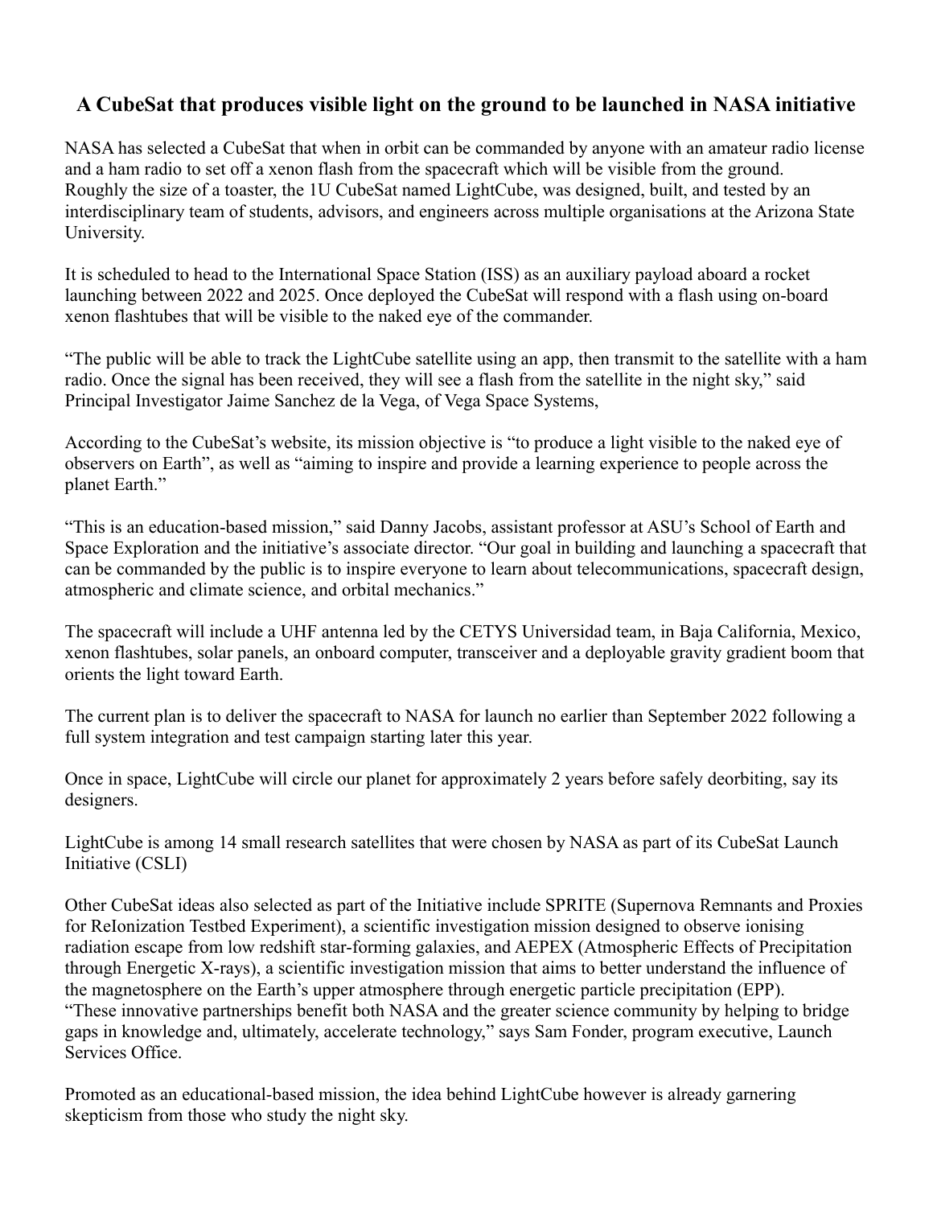## A CubeSat that produces visible light on the ground to be launched in NASA initiative

NASA has selected a CubeSat that when in orbit can be commanded by anyone with an amateur radio license and a ham radio to set off a xenon flash from the spacecraft which will be visible from the ground. Roughly the size of a toaster, the 1U CubeSat named LightCube, was designed, built, and tested by an interdisciplinary team of students, advisors, and engineers across multiple organisations at the Arizona State University.

It is scheduled to head to the International Space Station (ISS) as an auxiliary payload aboard a rocket launching between 2022 and 2025. Once deployed the CubeSat will respond with a flash using on-board xenon flashtubes that will be visible to the naked eye of the commander.

"The public will be able to track the LightCube satellite using an app, then transmit to the satellite with a ham radio. Once the signal has been received, they will see a flash from the satellite in the night sky," said Principal Investigator Jaime Sanchez de la Vega, of Vega Space Systems,

According to the CubeSat's website, its mission objective is "to produce a light visible to the naked eye of observers on Earth", as well as "aiming to inspire and provide a learning experience to people across the planet Earth."

"This is an education-based mission," said Danny Jacobs, assistant professor at ASU's School of Earth and Space Exploration and the initiative's associate director. "Our goal in building and launching a spacecraft that can be commanded by the public is to inspire everyone to learn about telecommunications, spacecraft design, atmospheric and climate science, and orbital mechanics."

The spacecraft will include a UHF antenna led by the CETYS Universidad team, in Baja California, Mexico, xenon flashtubes, solar panels, an onboard computer, transceiver and a deployable gravity gradient boom that orients the light toward Earth.

The current plan is to deliver the spacecraft to NASA for launch no earlier than September 2022 following a full system integration and test campaign starting later this year.

Once in space, LightCube will circle our planet for approximately 2 years before safely deorbiting, say its designers.

LightCube is among 14 small research satellites that were chosen by NASA as part of its CubeSat Launch Initiative (CSLI)

Other CubeSat ideas also selected as part of the Initiative include SPRITE (Supernova Remnants and Proxies for ReIonization Testbed Experiment), a scientific investigation mission designed to observe ionising radiation escape from low redshift star-forming galaxies, and AEPEX (Atmospheric Effects of Precipitation through Energetic X-rays), a scientific investigation mission that aims to better understand the influence of the magnetosphere on the Earth's upper atmosphere through energetic particle precipitation (EPP). "These innovative partnerships benefit both NASA and the greater science community by helping to bridge gaps in knowledge and, ultimately, accelerate technology," says Sam Fonder, program executive, Launch Services Office.

Promoted as an educational-based mission, the idea behind LightCube however is already garnering skepticism from those who study the night sky.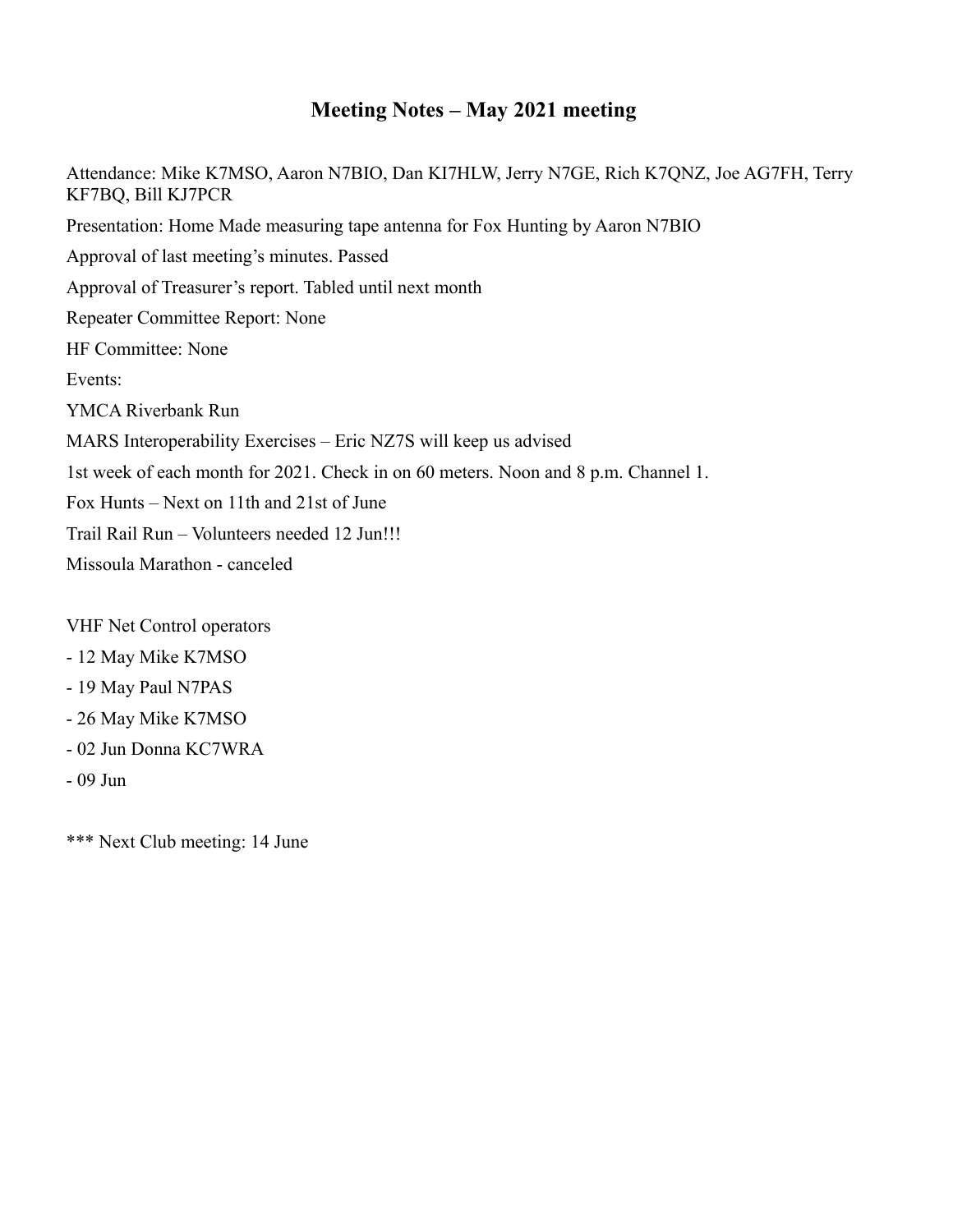# Meeting Notes – May 2021 meeting

Attendance: Mike K7MSO, Aaron N7BIO, Dan KI7HLW, Jerry N7GE, Rich K7QNZ, Joe AG7FH, Terry KF7BQ, Bill KJ7PCR

Presentation: Home Made measuring tape antenna for Fox Hunting by Aaron N7BIO

Approval of last meeting's minutes. Passed

Approval of Treasurer's report. Tabled until next month

Repeater Committee Report: None

HF Committee: None

Events:

YMCA Riverbank Run

MARS Interoperability Exercises – Eric NZ7S will keep us advised

1st week of each month for 2021. Check in on 60 meters. Noon and 8 p.m. Channel 1.

Fox Hunts – Next on 11th and 21st of June

Trail Rail Run – Volunteers needed 12 Jun!!!

Missoula Marathon - canceled

VHF Net Control operators

- 12 May Mike K7MSO
- 19 May Paul N7PAS
- 26 May Mike K7MSO
- 02 Jun Donna KC7WRA
- 09 Jun

*** Next Club meeting: 14 June